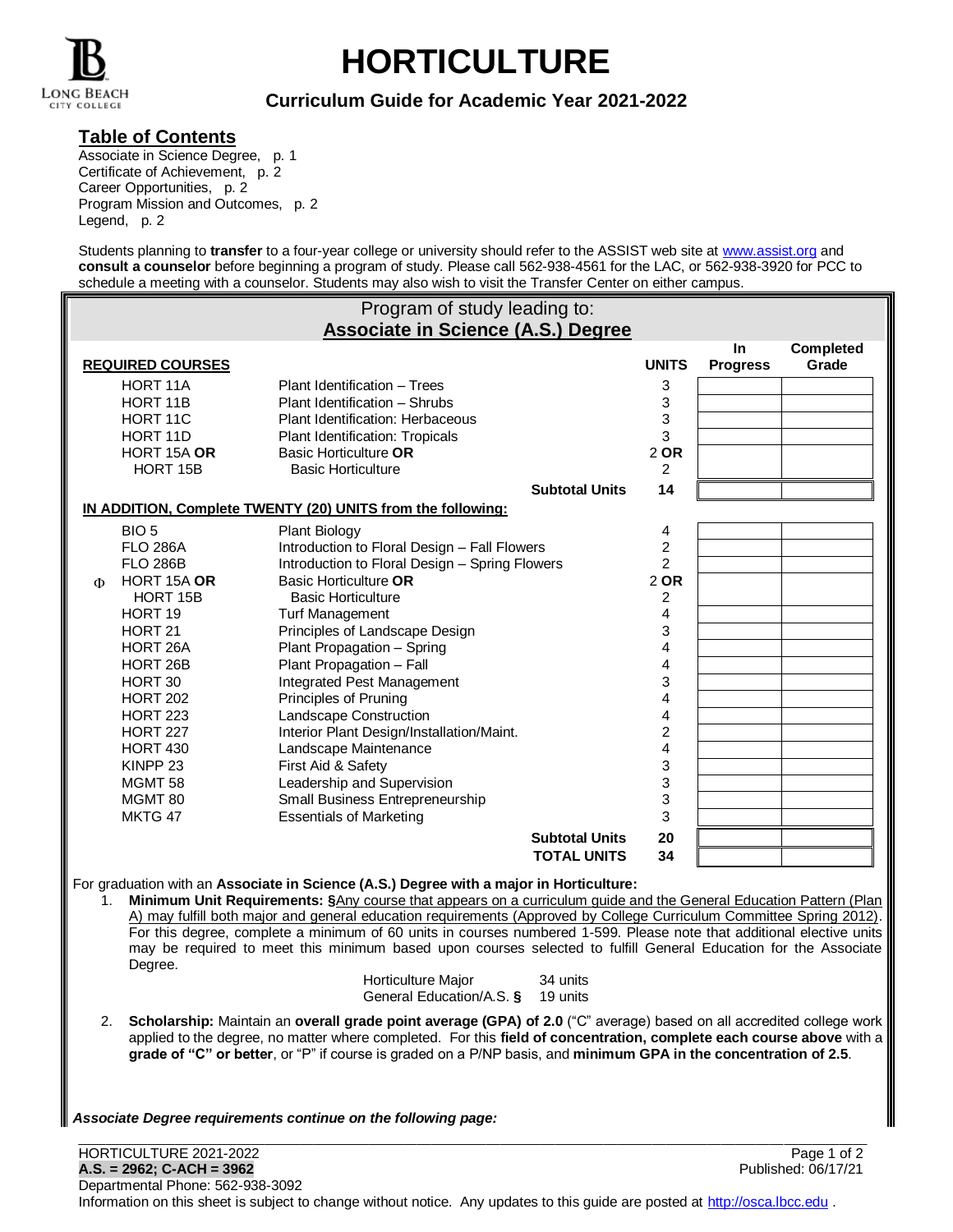# HORTICULTURE

### Curriculum Guide for Academic Year 2021-2022

## Table of Contents

Associate in Science Degree, p. 1
Certificate of Achievement, p. 2
Career Opportunities, p. 2
Program Mission and Outcomes, p. 2
Legend, p. 2

Students planning to **transfer** to a four-year college or university should refer to the ASSIST web site at www.assist.org and **consult a counselor** before beginning a program of study. Please call 562-938-4561 for the LAC, or 562-938-3920 for PCC to schedule a meeting with a counselor. Students may also wish to visit the Transfer Center on either campus.

## Program of study leading to: Associate in Science (A.S.) Degree

| REQUIRED COURSES | | UNITS | In Progress | Completed Grade |
|---|---|---|---|---|
| HORT 11A | Plant Identification – Trees | 3 | | |
| HORT 11B | Plant Identification – Shrubs | 3 | | |
| HORT 11C | Plant Identification: Herbaceous | 3 | | |
| HORT 11D | Plant Identification: Tropicals | 3 | | |
| HORT 15A **OR** | Basic Horticulture **OR** | 2 **OR** | | |
| HORT 15B | Basic Horticulture | 2 | | |
| | **Subtotal Units** | **14** | | |
| **IN ADDITION, Complete TWENTY (20) UNITS from the following:** | | | | |
| BIO 5 | Plant Biology | 4 | | |
| FLO 286A | Introduction to Floral Design – Fall Flowers | 2 | | |
| FLO 286B | Introduction to Floral Design – Spring Flowers | 2 | | |
| Φ HORT 15A **OR** | Basic Horticulture **OR** | 2 **OR** | | |
| HORT 15B | Basic Horticulture | 2 | | |
| HORT 19 | Turf Management | 4 | | |
| HORT 21 | Principles of Landscape Design | 3 | | |
| HORT 26A | Plant Propagation – Spring | 4 | | |
| HORT 26B | Plant Propagation – Fall | 4 | | |
| HORT 30 | Integrated Pest Management | 3 | | |
| HORT 202 | Principles of Pruning | 4 | | |
| HORT 223 | Landscape Construction | 4 | | |
| HORT 227 | Interior Plant Design/Installation/Maint. | 2 | | |
| HORT 430 | Landscape Maintenance | 4 | | |
| KINPP 23 | First Aid & Safety | 3 | | |
| MGMT 58 | Leadership and Supervision | 3 | | |
| MGMT 80 | Small Business Entrepreneurship | 3 | | |
| MKTG 47 | Essentials of Marketing | 3 | | |
| | **Subtotal Units** | **20** | | |
| | **TOTAL UNITS** | **34** | | |

For graduation with an **Associate in Science (A.S.) Degree with a major in Horticulture:**

1. **Minimum Unit Requirements: §**Any course that appears on a curriculum guide and the General Education Pattern (Plan A) may fulfill both major and general education requirements (Approved by College Curriculum Committee Spring 2012). For this degree, complete a minimum of 60 units in courses numbered 1-599. Please note that additional elective units may be required to meet this minimum based upon courses selected to fulfill General Education for the Associate Degree.

   | | |
   |---|---|
   | Horticulture Major | 34 units |
   | General Education/A.S. **§** | 19 units |

2. **Scholarship:** Maintain an **overall grade point average (GPA) of 2.0** ("C" average) based on all accredited college work applied to the degree, no matter where completed. For this **field of concentration, complete each course above** with a **grade of "C" or better**, or "P" if course is graded on a P/NP basis, and **minimum GPA in the concentration of 2.5**.

***Associate Degree requirements continue on the following page:***

HORTICULTURE 2021-2022
**A.S. = 2962; C-ACH = 3962**
Published: 06/17/21
Departmental Phone: 562-938-3092
Information on this sheet is subject to change without notice. Any updates to this guide are posted at http://osca.lbcc.edu .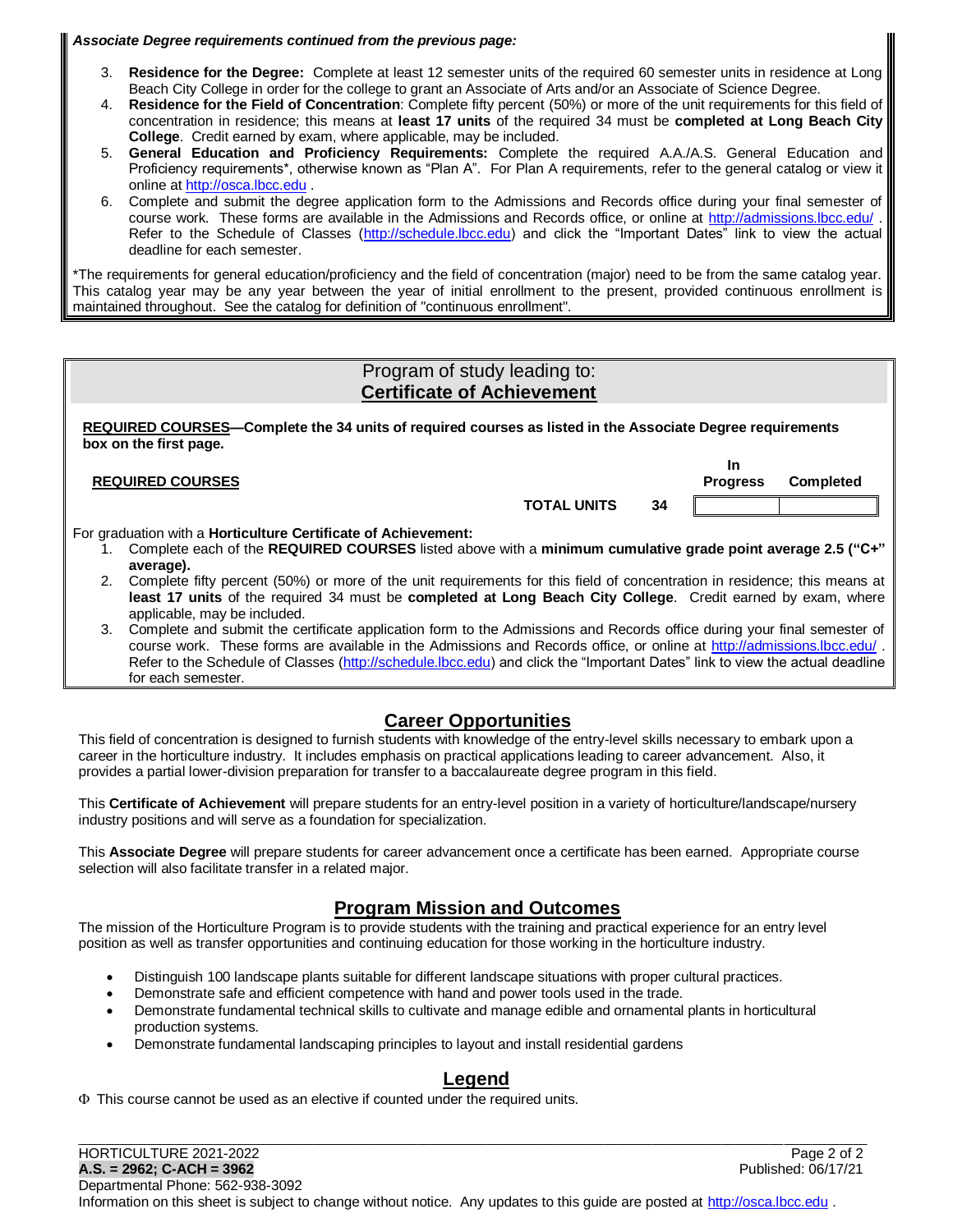***Associate Degree requirements continued from the previous page:***

3. **Residence for the Degree:** Complete at least 12 semester units of the required 60 semester units in residence at Long Beach City College in order for the college to grant an Associate of Arts and/or an Associate of Science Degree.
4. **Residence for the Field of Concentration**: Complete fifty percent (50%) or more of the unit requirements for this field of concentration in residence; this means at **least 17 units** of the required 34 must be **completed at Long Beach City College**. Credit earned by exam, where applicable, may be included.
5. **General Education and Proficiency Requirements:** Complete the required A.A./A.S. General Education and Proficiency requirements*, otherwise known as "Plan A". For Plan A requirements, refer to the general catalog or view it online at http://osca.lbcc.edu .
6. Complete and submit the degree application form to the Admissions and Records office during your final semester of course work. These forms are available in the Admissions and Records office, or online at http://admissions.lbcc.edu/ . Refer to the Schedule of Classes (http://schedule.lbcc.edu) and click the "Important Dates" link to view the actual deadline for each semester.

*The requirements for general education/proficiency and the field of concentration (major) need to be from the same catalog year. This catalog year may be any year between the year of initial enrollment to the present, provided continuous enrollment is maintained throughout. See the catalog for definition of "continuous enrollment".

## Program of study leading to: **Certificate of Achievement**

**REQUIRED COURSES—Complete the 34 units of required courses as listed in the Associate Degree requirements box on the first page.**

| **REQUIRED COURSES** | | | **In Progress** | **Completed** |
|---|---|---|---|---|
| | **TOTAL UNITS** | **34** | | |

For graduation with a **Horticulture Certificate of Achievement:**

1. Complete each of the **REQUIRED COURSES** listed above with a **minimum cumulative grade point average 2.5 ("C+" average).**
2. Complete fifty percent (50%) or more of the unit requirements for this field of concentration in residence; this means at **least 17 units** of the required 34 must be **completed at Long Beach City College**. Credit earned by exam, where applicable, may be included.
3. Complete and submit the certificate application form to the Admissions and Records office during your final semester of course work. These forms are available in the Admissions and Records office, or online at http://admissions.lbcc.edu/ . Refer to the Schedule of Classes (http://schedule.lbcc.edu) and click the "Important Dates" link to view the actual deadline for each semester.

## Career Opportunities

This field of concentration is designed to furnish students with knowledge of the entry-level skills necessary to embark upon a career in the horticulture industry. It includes emphasis on practical applications leading to career advancement. Also, it provides a partial lower-division preparation for transfer to a baccalaureate degree program in this field.

This **Certificate of Achievement** will prepare students for an entry-level position in a variety of horticulture/landscape/nursery industry positions and will serve as a foundation for specialization.

This **Associate Degree** will prepare students for career advancement once a certificate has been earned. Appropriate course selection will also facilitate transfer in a related major.

## Program Mission and Outcomes

The mission of the Horticulture Program is to provide students with the training and practical experience for an entry level position as well as transfer opportunities and continuing education for those working in the horticulture industry.

- Distinguish 100 landscape plants suitable for different landscape situations with proper cultural practices.
- Demonstrate safe and efficient competence with hand and power tools used in the trade.
- Demonstrate fundamental technical skills to cultivate and manage edible and ornamental plants in horticultural production systems.
- Demonstrate fundamental landscaping principles to layout and install residential gardens

## Legend

Φ This course cannot be used as an elective if counted under the required units.

HORTICULTURE 2021-2022
**A.S. = 2962; C-ACH = 3962**
Published: 06/17/21
Departmental Phone: 562-938-3092
Information on this sheet is subject to change without notice. Any updates to this guide are posted at http://osca.lbcc.edu .